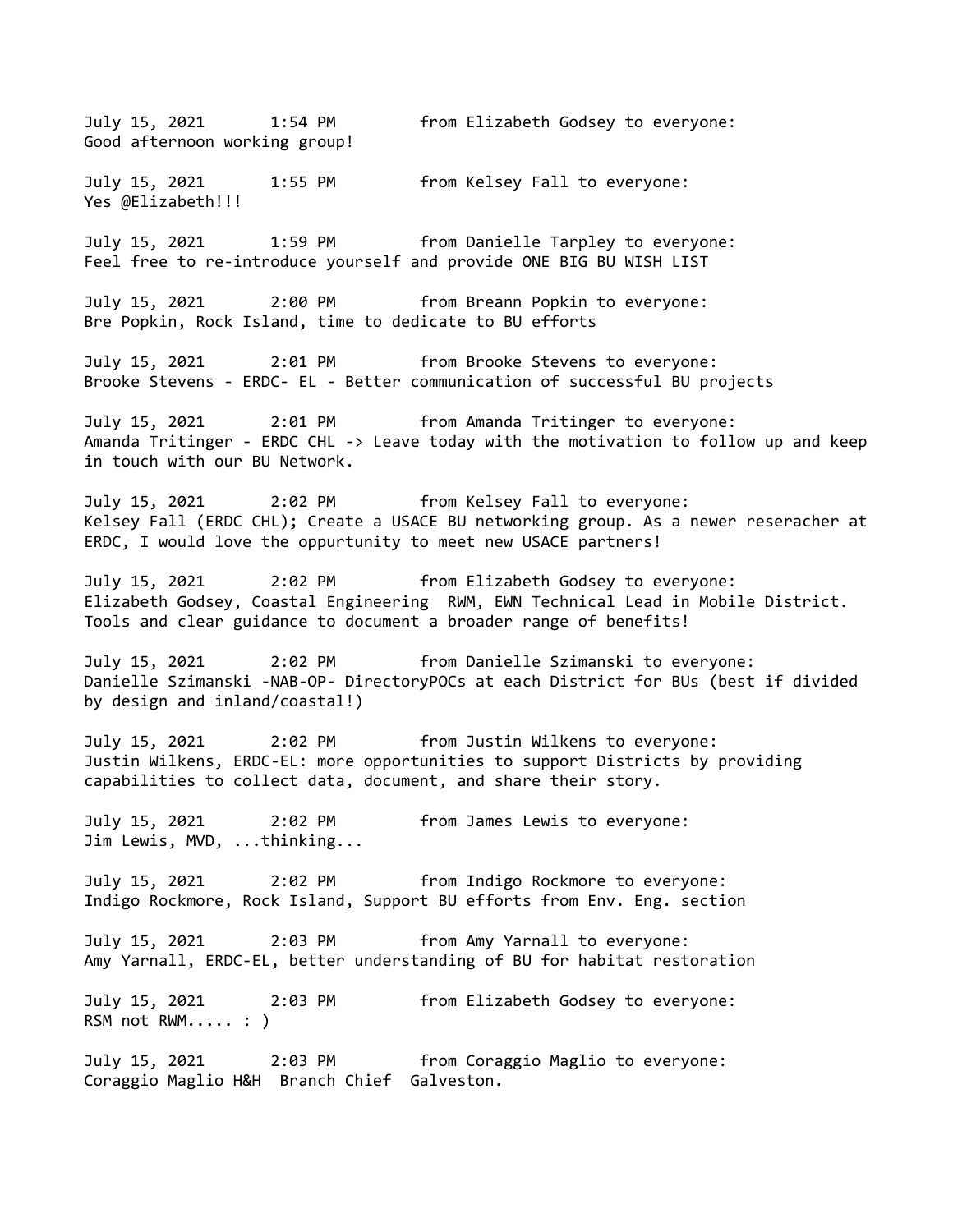July 15, 2021 1:54 PM from Elizabeth Godsey to everyone:
Good afternoon working group!

July 15, 2021 1:55 PM from Kelsey Fall to everyone:
Yes @Elizabeth!!!

July 15, 2021 1:59 PM from Danielle Tarpley to everyone:
Feel free to re-introduce yourself and provide ONE BIG BU WISH LIST

July 15, 2021 2:00 PM from Breann Popkin to everyone:
Bre Popkin, Rock Island, time to dedicate to BU efforts

July 15, 2021 2:01 PM from Brooke Stevens to everyone:
Brooke Stevens - ERDC- EL - Better communication of successful BU projects

July 15, 2021 2:01 PM from Amanda Tritinger to everyone:
Amanda Tritinger - ERDC CHL -> Leave today with the motivation to follow up and keep in touch with our BU Network.

July 15, 2021 2:02 PM from Kelsey Fall to everyone:
Kelsey Fall (ERDC CHL); Create a USACE BU networking group. As a newer reseracher at ERDC, I would love the oppurtunity to meet new USACE partners!

July 15, 2021 2:02 PM from Elizabeth Godsey to everyone:
Elizabeth Godsey, Coastal Engineering RWM, EWN Technical Lead in Mobile District. Tools and clear guidance to document a broader range of benefits!

July 15, 2021 2:02 PM from Danielle Szimanski to everyone:
Danielle Szimanski -NAB-OP- DirectoryPOCs at each District for BUs (best if divided by design and inland/coastal!)

July 15, 2021 2:02 PM from Justin Wilkens to everyone:
Justin Wilkens, ERDC-EL: more opportunities to support Districts by providing capabilities to collect data, document, and share their story.

July 15, 2021 2:02 PM from James Lewis to everyone:
Jim Lewis, MVD, ...thinking...

July 15, 2021 2:02 PM from Indigo Rockmore to everyone:
Indigo Rockmore, Rock Island, Support BU efforts from Env. Eng. section

July 15, 2021 2:03 PM from Amy Yarnall to everyone:
Amy Yarnall, ERDC-EL, better understanding of BU for habitat restoration

July 15, 2021 2:03 PM from Elizabeth Godsey to everyone:
RSM not RWM..... : )

July 15, 2021 2:03 PM from Coraggio Maglio to everyone:
Coraggio Maglio H&H Branch Chief Galveston.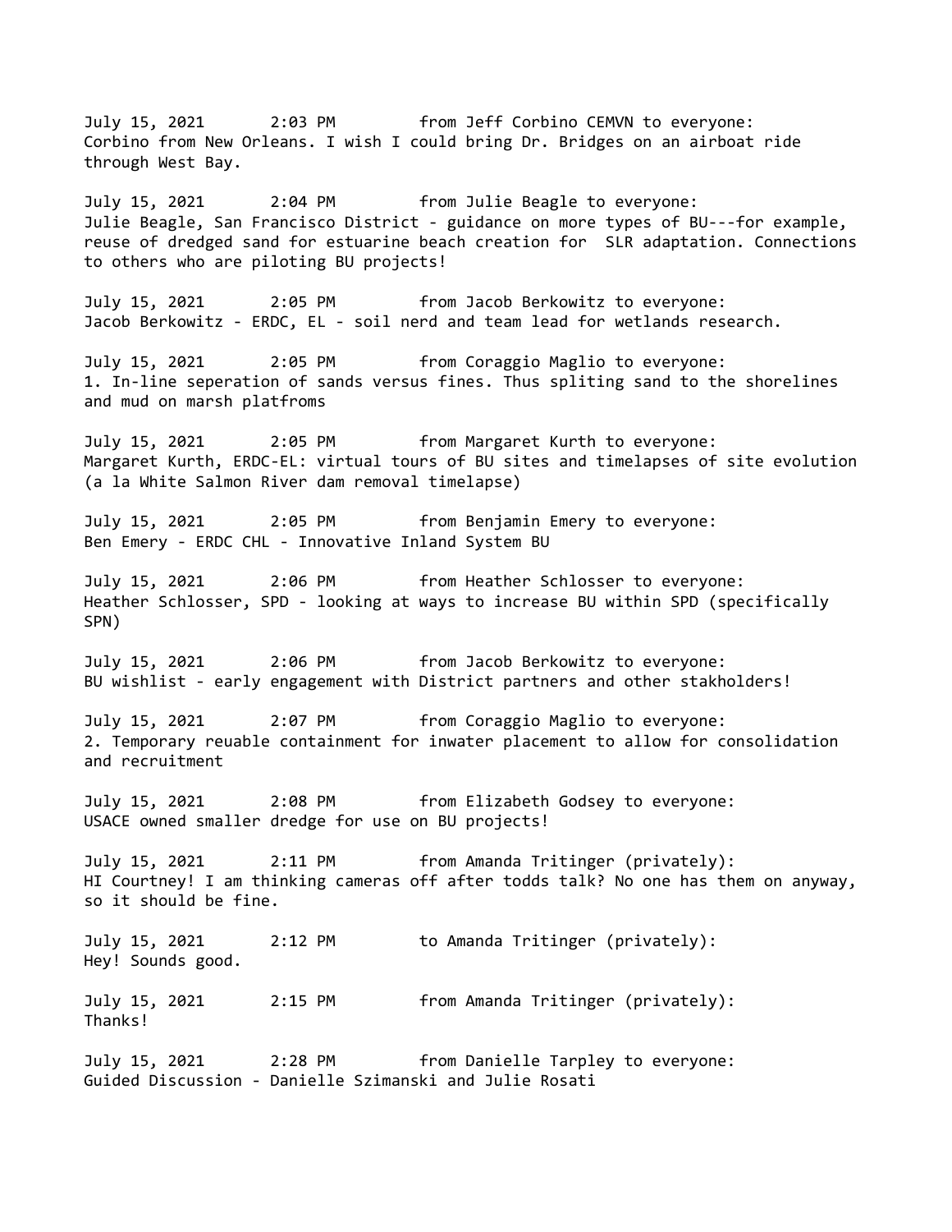July 15, 2021 2:03 PM from Jeff Corbino CEMVN to everyone:
Corbino from New Orleans. I wish I could bring Dr. Bridges on an airboat ride through West Bay.

July 15, 2021 2:04 PM from Julie Beagle to everyone:
Julie Beagle, San Francisco District - guidance on more types of BU---for example, reuse of dredged sand for estuarine beach creation for SLR adaptation. Connections to others who are piloting BU projects!

July 15, 2021 2:05 PM from Jacob Berkowitz to everyone:
Jacob Berkowitz - ERDC, EL - soil nerd and team lead for wetlands research.

July 15, 2021 2:05 PM from Coraggio Maglio to everyone:
1. In-line seperation of sands versus fines. Thus spliting sand to the shorelines and mud on marsh platfroms

July 15, 2021 2:05 PM from Margaret Kurth to everyone:
Margaret Kurth, ERDC-EL: virtual tours of BU sites and timelapses of site evolution (a la White Salmon River dam removal timelapse)

July 15, 2021 2:05 PM from Benjamin Emery to everyone:
Ben Emery - ERDC CHL - Innovative Inland System BU

July 15, 2021 2:06 PM from Heather Schlosser to everyone:
Heather Schlosser, SPD - looking at ways to increase BU within SPD (specifically SPN)

July 15, 2021 2:06 PM from Jacob Berkowitz to everyone:
BU wishlist - early engagement with District partners and other stakholders!

July 15, 2021 2:07 PM from Coraggio Maglio to everyone:
2. Temporary reuable containment for inwater placement to allow for consolidation and recruitment

July 15, 2021 2:08 PM from Elizabeth Godsey to everyone:
USACE owned smaller dredge for use on BU projects!

July 15, 2021 2:11 PM from Amanda Tritinger (privately):
HI Courtney! I am thinking cameras off after todds talk? No one has them on anyway, so it should be fine.

July 15, 2021 2:12 PM to Amanda Tritinger (privately):
Hey! Sounds good.

July 15, 2021 2:15 PM from Amanda Tritinger (privately):
Thanks!

July 15, 2021 2:28 PM from Danielle Tarpley to everyone:
Guided Discussion - Danielle Szimanski and Julie Rosati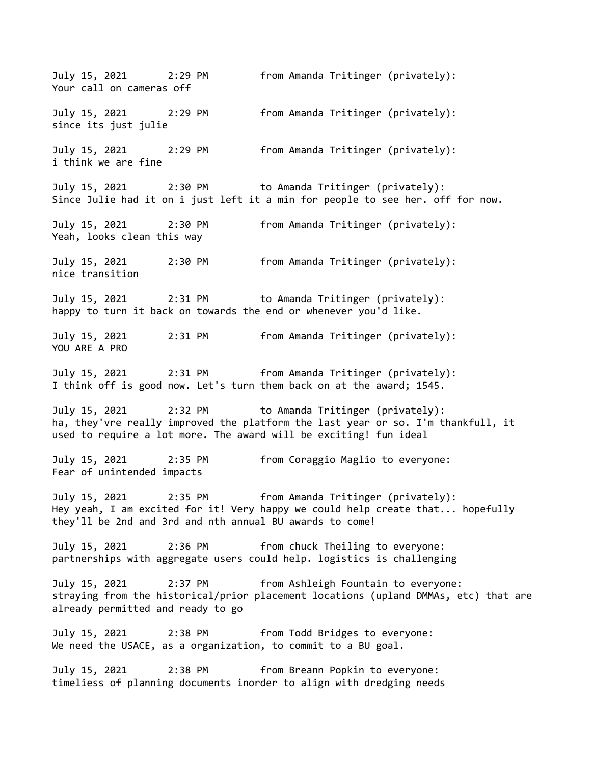July 15, 2021 2:29 PM from Amanda Tritinger (privately):
Your call on cameras off

July 15, 2021 2:29 PM from Amanda Tritinger (privately):
since its just julie

July 15, 2021 2:29 PM from Amanda Tritinger (privately):
i think we are fine

July 15, 2021 2:30 PM to Amanda Tritinger (privately):
Since Julie had it on i just left it a min for people to see her. off for now.

July 15, 2021 2:30 PM from Amanda Tritinger (privately):
Yeah, looks clean this way

July 15, 2021 2:30 PM from Amanda Tritinger (privately):
nice transition

July 15, 2021 2:31 PM to Amanda Tritinger (privately):
happy to turn it back on towards the end or whenever you'd like.

July 15, 2021 2:31 PM from Amanda Tritinger (privately):
YOU ARE A PRO

July 15, 2021 2:31 PM from Amanda Tritinger (privately):
I think off is good now. Let's turn them back on at the award; 1545.

July 15, 2021 2:32 PM to Amanda Tritinger (privately):
ha, they'vre really improved the platform the last year or so. I'm thankfull, it used to require a lot more. The award will be exciting! fun ideal

July 15, 2021 2:35 PM from Coraggio Maglio to everyone:
Fear of unintended impacts

July 15, 2021 2:35 PM from Amanda Tritinger (privately):
Hey yeah, I am excited for it! Very happy we could help create that... hopefully they'll be 2nd and 3rd and nth annual BU awards to come!

July 15, 2021 2:36 PM from chuck Theiling to everyone:
partnerships with aggregate users could help. logistics is challenging

July 15, 2021 2:37 PM from Ashleigh Fountain to everyone:
straying from the historical/prior placement locations (upland DMMAs, etc) that are already permitted and ready to go

July 15, 2021 2:38 PM from Todd Bridges to everyone:
We need the USACE, as a organization, to commit to a BU goal.

July 15, 2021 2:38 PM from Breann Popkin to everyone:
timeliess of planning documents inorder to align with dredging needs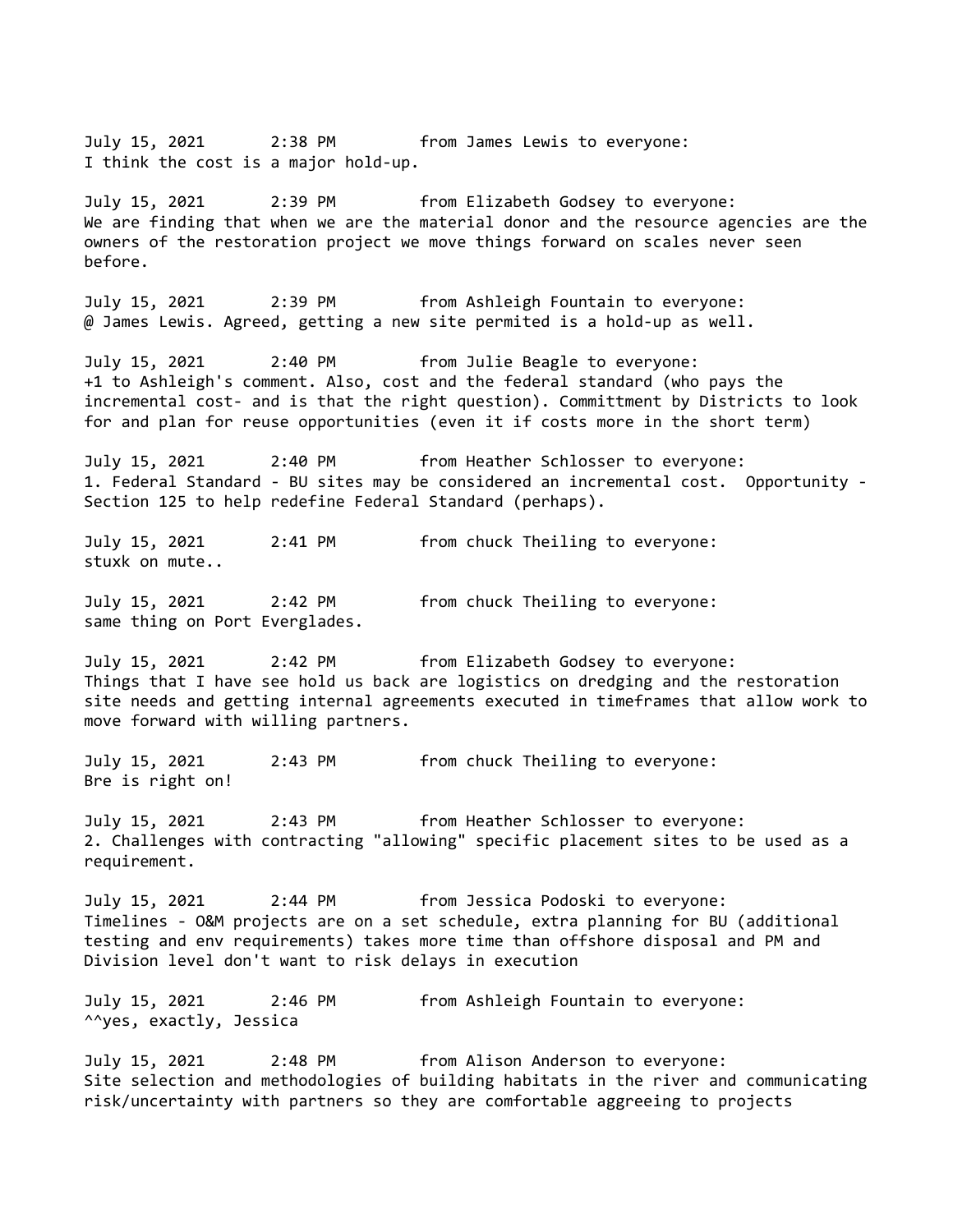July 15, 2021 2:38 PM from James Lewis to everyone:
I think the cost is a major hold-up.

July 15, 2021 2:39 PM from Elizabeth Godsey to everyone:
We are finding that when we are the material donor and the resource agencies are the owners of the restoration project we move things forward on scales never seen before.

July 15, 2021 2:39 PM from Ashleigh Fountain to everyone:
@ James Lewis. Agreed, getting a new site permited is a hold-up as well.

July 15, 2021 2:40 PM from Julie Beagle to everyone:
+1 to Ashleigh's comment. Also, cost and the federal standard (who pays the incremental cost- and is that the right question). Committment by Districts to look for and plan for reuse opportunities (even it if costs more in the short term)

July 15, 2021 2:40 PM from Heather Schlosser to everyone:
1. Federal Standard - BU sites may be considered an incremental cost. Opportunity - Section 125 to help redefine Federal Standard (perhaps).

July 15, 2021 2:41 PM from chuck Theiling to everyone:
stuxk on mute..

July 15, 2021 2:42 PM from chuck Theiling to everyone:
same thing on Port Everglades.

July 15, 2021 2:42 PM from Elizabeth Godsey to everyone:
Things that I have see hold us back are logistics on dredging and the restoration site needs and getting internal agreements executed in timeframes that allow work to move forward with willing partners.

July 15, 2021 2:43 PM from chuck Theiling to everyone:
Bre is right on!

July 15, 2021 2:43 PM from Heather Schlosser to everyone:
2. Challenges with contracting "allowing" specific placement sites to be used as a requirement.

July 15, 2021 2:44 PM from Jessica Podoski to everyone:
Timelines - O&M projects are on a set schedule, extra planning for BU (additional testing and env requirements) takes more time than offshore disposal and PM and Division level don't want to risk delays in execution

July 15, 2021 2:46 PM from Ashleigh Fountain to everyone:
^^yes, exactly, Jessica

July 15, 2021 2:48 PM from Alison Anderson to everyone:
Site selection and methodologies of building habitats in the river and communicating risk/uncertainty with partners so they are comfortable aggreeing to projects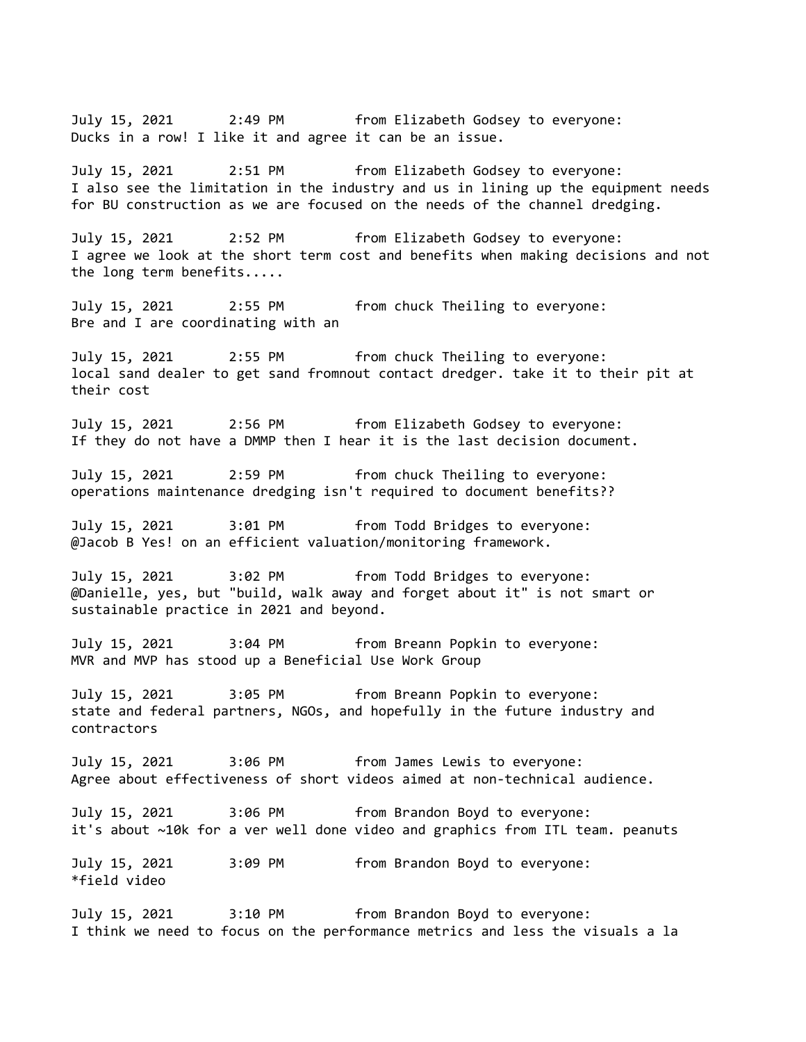July 15, 2021 2:49 PM from Elizabeth Godsey to everyone:
Ducks in a row! I like it and agree it can be an issue.

July 15, 2021 2:51 PM from Elizabeth Godsey to everyone:
I also see the limitation in the industry and us in lining up the equipment needs for BU construction as we are focused on the needs of the channel dredging.

July 15, 2021 2:52 PM from Elizabeth Godsey to everyone:
I agree we look at the short term cost and benefits when making decisions and not the long term benefits.....

July 15, 2021 2:55 PM from chuck Theiling to everyone:
Bre and I are coordinating with an

July 15, 2021 2:55 PM from chuck Theiling to everyone:
local sand dealer to get sand fromnout contact dredger. take it to their pit at their cost

July 15, 2021 2:56 PM from Elizabeth Godsey to everyone:
If they do not have a DMMP then I hear it is the last decision document.

July 15, 2021 2:59 PM from chuck Theiling to everyone:
operations maintenance dredging isn't required to document benefits??

July 15, 2021 3:01 PM from Todd Bridges to everyone:
@Jacob B Yes! on an efficient valuation/monitoring framework.

July 15, 2021 3:02 PM from Todd Bridges to everyone:
@Danielle, yes, but "build, walk away and forget about it" is not smart or sustainable practice in 2021 and beyond.

July 15, 2021 3:04 PM from Breann Popkin to everyone:
MVR and MVP has stood up a Beneficial Use Work Group

July 15, 2021 3:05 PM from Breann Popkin to everyone:
state and federal partners, NGOs, and hopefully in the future industry and contractors

July 15, 2021 3:06 PM from James Lewis to everyone:
Agree about effectiveness of short videos aimed at non-technical audience.

July 15, 2021 3:06 PM from Brandon Boyd to everyone:
it's about ~10k for a ver well done video and graphics from ITL team. peanuts

July 15, 2021 3:09 PM from Brandon Boyd to everyone:
*field video

July 15, 2021 3:10 PM from Brandon Boyd to everyone:
I think we need to focus on the performance metrics and less the visuals a la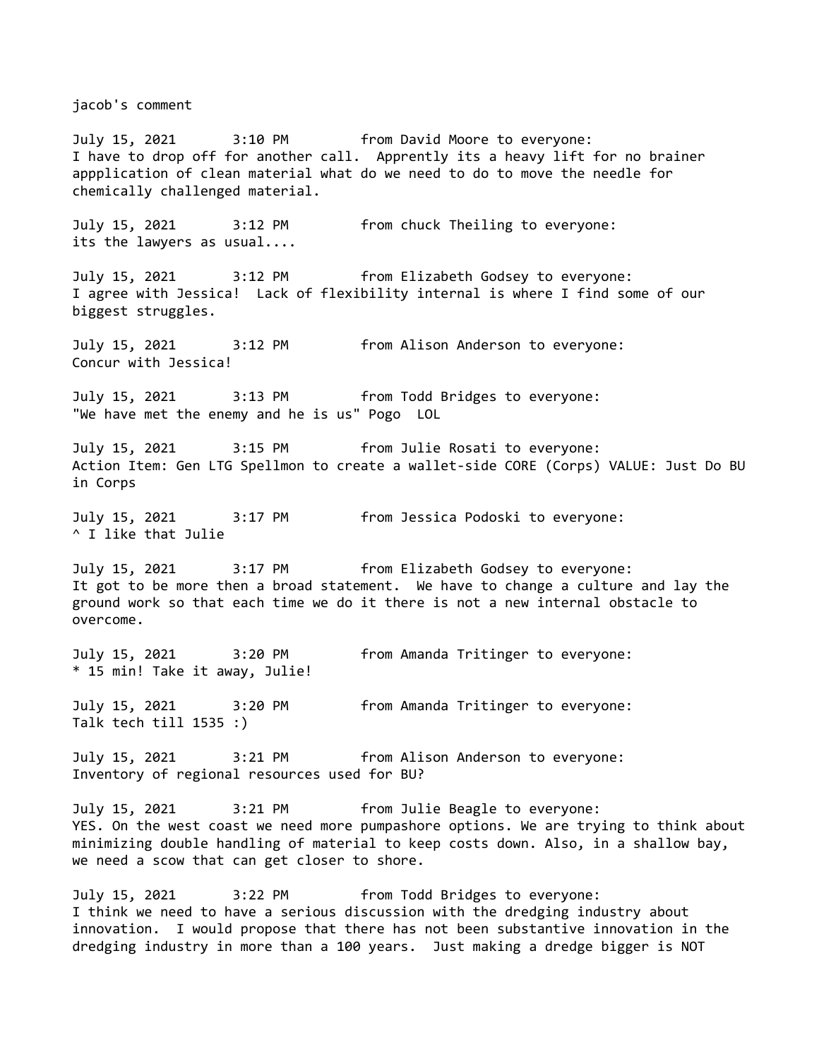jacob's comment

July 15, 2021 3:10 PM from David Moore to everyone:
I have to drop off for another call. Apprently its a heavy lift for no brainer appplication of clean material what do we need to do to move the needle for chemically challenged material.

July 15, 2021 3:12 PM from chuck Theiling to everyone:
its the lawyers as usual....

July 15, 2021 3:12 PM from Elizabeth Godsey to everyone:
I agree with Jessica! Lack of flexibility internal is where I find some of our biggest struggles.

July 15, 2021 3:12 PM from Alison Anderson to everyone:
Concur with Jessica!

July 15, 2021 3:13 PM from Todd Bridges to everyone:
"We have met the enemy and he is us" Pogo LOL

July 15, 2021 3:15 PM from Julie Rosati to everyone:
Action Item: Gen LTG Spellmon to create a wallet-side CORE (Corps) VALUE: Just Do BU in Corps

July 15, 2021 3:17 PM from Jessica Podoski to everyone:
^ I like that Julie

July 15, 2021 3:17 PM from Elizabeth Godsey to everyone:
It got to be more then a broad statement. We have to change a culture and lay the ground work so that each time we do it there is not a new internal obstacle to overcome.

July 15, 2021 3:20 PM from Amanda Tritinger to everyone:
* 15 min! Take it away, Julie!

July 15, 2021 3:20 PM from Amanda Tritinger to everyone:
Talk tech till 1535 :)

July 15, 2021 3:21 PM from Alison Anderson to everyone:
Inventory of regional resources used for BU?

July 15, 2021 3:21 PM from Julie Beagle to everyone:
YES. On the west coast we need more pumpashore options. We are trying to think about minimizing double handling of material to keep costs down. Also, in a shallow bay, we need a scow that can get closer to shore.

July 15, 2021 3:22 PM from Todd Bridges to everyone:
I think we need to have a serious discussion with the dredging industry about innovation. I would propose that there has not been substantive innovation in the dredging industry in more than a 100 years. Just making a dredge bigger is NOT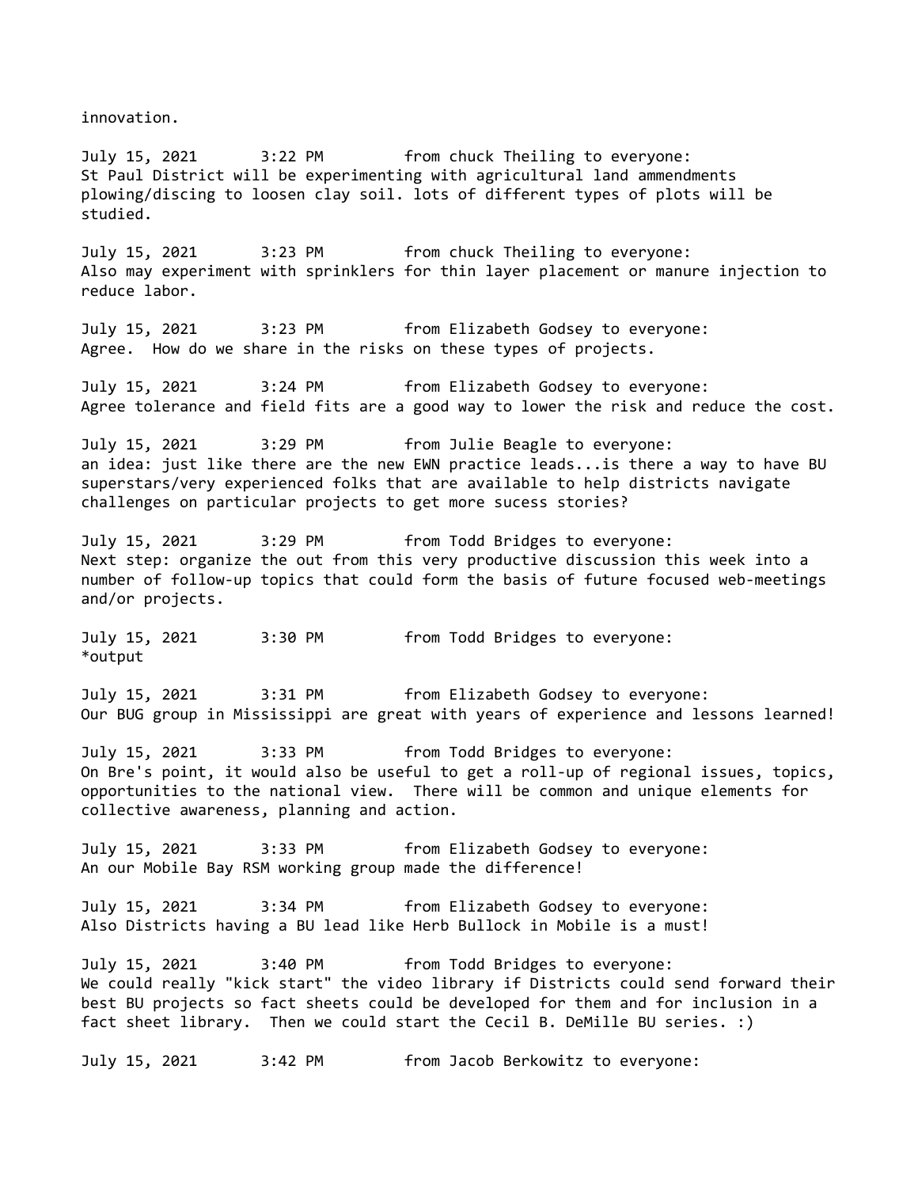innovation.

July 15, 2021 3:22 PM from chuck Theiling to everyone:
St Paul District will be experimenting with agricultural land ammendments plowing/discing to loosen clay soil. lots of different types of plots will be studied.

July 15, 2021 3:23 PM from chuck Theiling to everyone:
Also may experiment with sprinklers for thin layer placement or manure injection to reduce labor.

July 15, 2021 3:23 PM from Elizabeth Godsey to everyone:
Agree. How do we share in the risks on these types of projects.

July 15, 2021 3:24 PM from Elizabeth Godsey to everyone:
Agree tolerance and field fits are a good way to lower the risk and reduce the cost.

July 15, 2021 3:29 PM from Julie Beagle to everyone:
an idea: just like there are the new EWN practice leads...is there a way to have BU superstars/very experienced folks that are available to help districts navigate challenges on particular projects to get more sucess stories?

July 15, 2021 3:29 PM from Todd Bridges to everyone:
Next step: organize the out from this very productive discussion this week into a number of follow-up topics that could form the basis of future focused web-meetings and/or projects.

July 15, 2021 3:30 PM from Todd Bridges to everyone:
*output

July 15, 2021 3:31 PM from Elizabeth Godsey to everyone:
Our BUG group in Mississippi are great with years of experience and lessons learned!

July 15, 2021 3:33 PM from Todd Bridges to everyone:
On Bre's point, it would also be useful to get a roll-up of regional issues, topics, opportunities to the national view. There will be common and unique elements for collective awareness, planning and action.

July 15, 2021 3:33 PM from Elizabeth Godsey to everyone:
An our Mobile Bay RSM working group made the difference!

July 15, 2021 3:34 PM from Elizabeth Godsey to everyone:
Also Districts having a BU lead like Herb Bullock in Mobile is a must!

July 15, 2021 3:40 PM from Todd Bridges to everyone:
We could really "kick start" the video library if Districts could send forward their best BU projects so fact sheets could be developed for them and for inclusion in a fact sheet library. Then we could start the Cecil B. DeMille BU series. :)

July 15, 2021 3:42 PM from Jacob Berkowitz to everyone: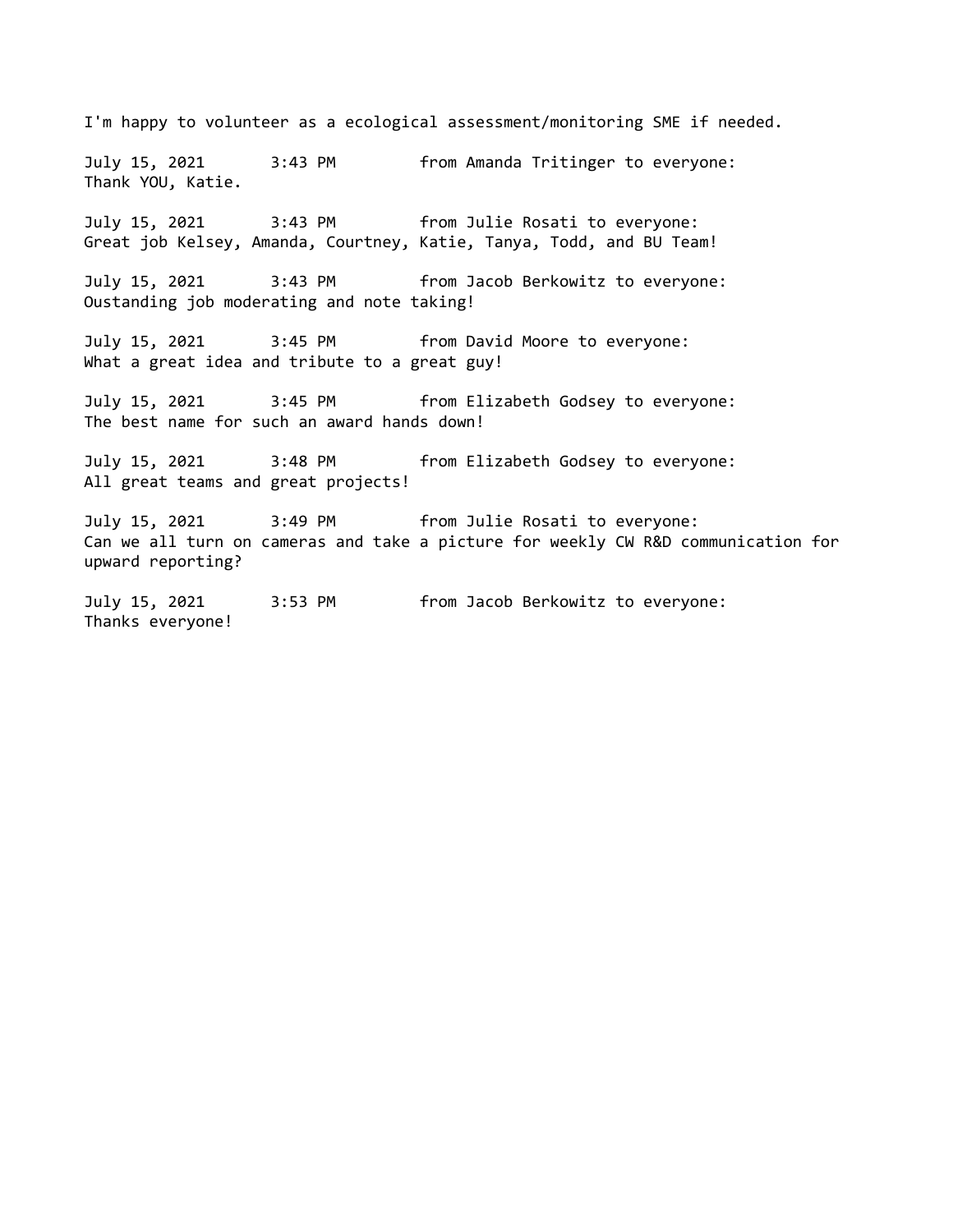I'm happy to volunteer as a ecological assessment/monitoring SME if needed.

July 15, 2021 3:43 PM from Amanda Tritinger to everyone:
Thank YOU, Katie.

July 15, 2021 3:43 PM from Julie Rosati to everyone:
Great job Kelsey, Amanda, Courtney, Katie, Tanya, Todd, and BU Team!

July 15, 2021 3:43 PM from Jacob Berkowitz to everyone:
Oustanding job moderating and note taking!

July 15, 2021 3:45 PM from David Moore to everyone:
What a great idea and tribute to a great guy!

July 15, 2021 3:45 PM from Elizabeth Godsey to everyone:
The best name for such an award hands down!

July 15, 2021 3:48 PM from Elizabeth Godsey to everyone:
All great teams and great projects!

July 15, 2021 3:49 PM from Julie Rosati to everyone:
Can we all turn on cameras and take a picture for weekly CW R&D communication for upward reporting?

July 15, 2021 3:53 PM from Jacob Berkowitz to everyone:
Thanks everyone!